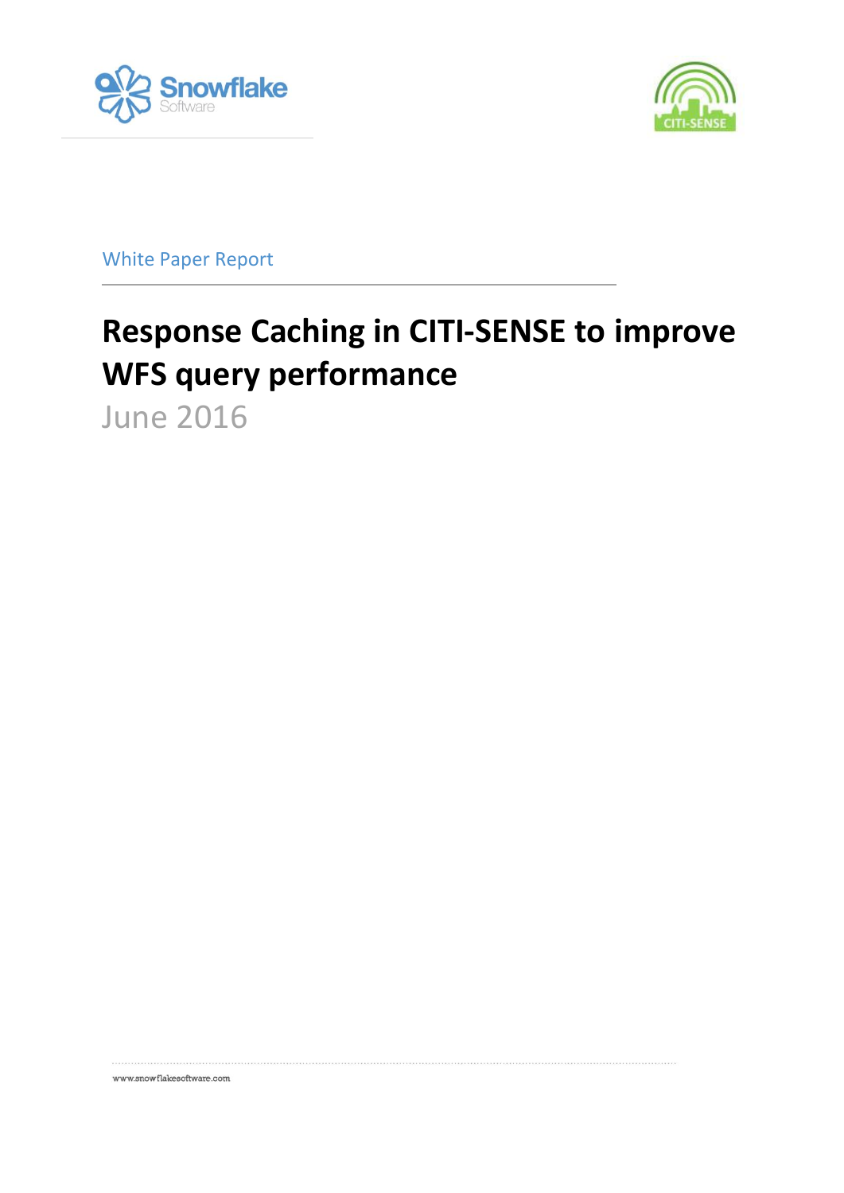White Paper Report

# Response Caching in CITI-SENSE to improve WFS query performance

June 2016

www.snowflakesoftware.com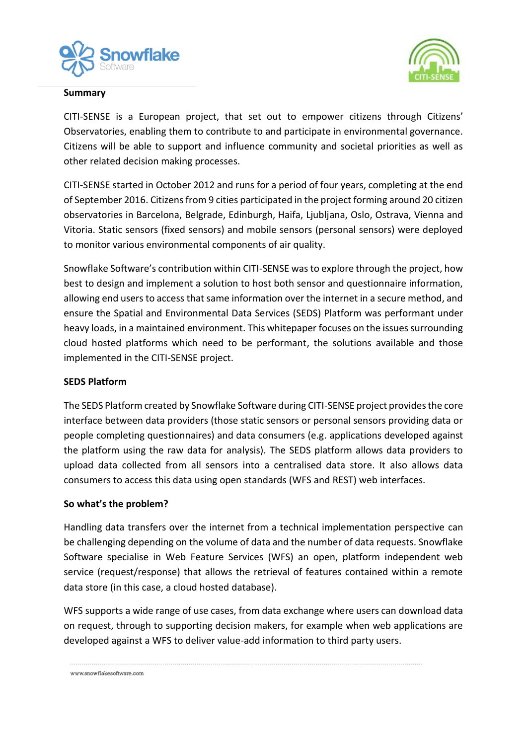**Summary**

CITI-SENSE is a European project, that set out to empower citizens through Citizens' Observatories, enabling them to contribute to and participate in environmental governance. Citizens will be able to support and influence community and societal priorities as well as other related decision making processes.

CITI-SENSE started in October 2012 and runs for a period of four years, completing at the end of September 2016. Citizens from 9 cities participated in the project forming around 20 citizen observatories in Barcelona, Belgrade, Edinburgh, Haifa, Ljubljana, Oslo, Ostrava, Vienna and Vitoria. Static sensors (fixed sensors) and mobile sensors (personal sensors) were deployed to monitor various environmental components of air quality.

Snowflake Software's contribution within CITI-SENSE was to explore through the project, how best to design and implement a solution to host both sensor and questionnaire information, allowing end users to access that same information over the internet in a secure method, and ensure the Spatial and Environmental Data Services (SEDS) Platform was performant under heavy loads, in a maintained environment. This whitepaper focuses on the issues surrounding cloud hosted platforms which need to be performant, the solutions available and those implemented in the CITI-SENSE project.

**SEDS Platform**

The SEDS Platform created by Snowflake Software during CITI-SENSE project provides the core interface between data providers (those static sensors or personal sensors providing data or people completing questionnaires) and data consumers (e.g. applications developed against the platform using the raw data for analysis). The SEDS platform allows data providers to upload data collected from all sensors into a centralised data store. It also allows data consumers to access this data using open standards (WFS and REST) web interfaces.

**So what's the problem?**

Handling data transfers over the internet from a technical implementation perspective can be challenging depending on the volume of data and the number of data requests. Snowflake Software specialise in Web Feature Services (WFS) an open, platform independent web service (request/response) that allows the retrieval of features contained within a remote data store (in this case, a cloud hosted database).

WFS supports a wide range of use cases, from data exchange where users can download data on request, through to supporting decision makers, for example when web applications are developed against a WFS to deliver value-add information to third party users.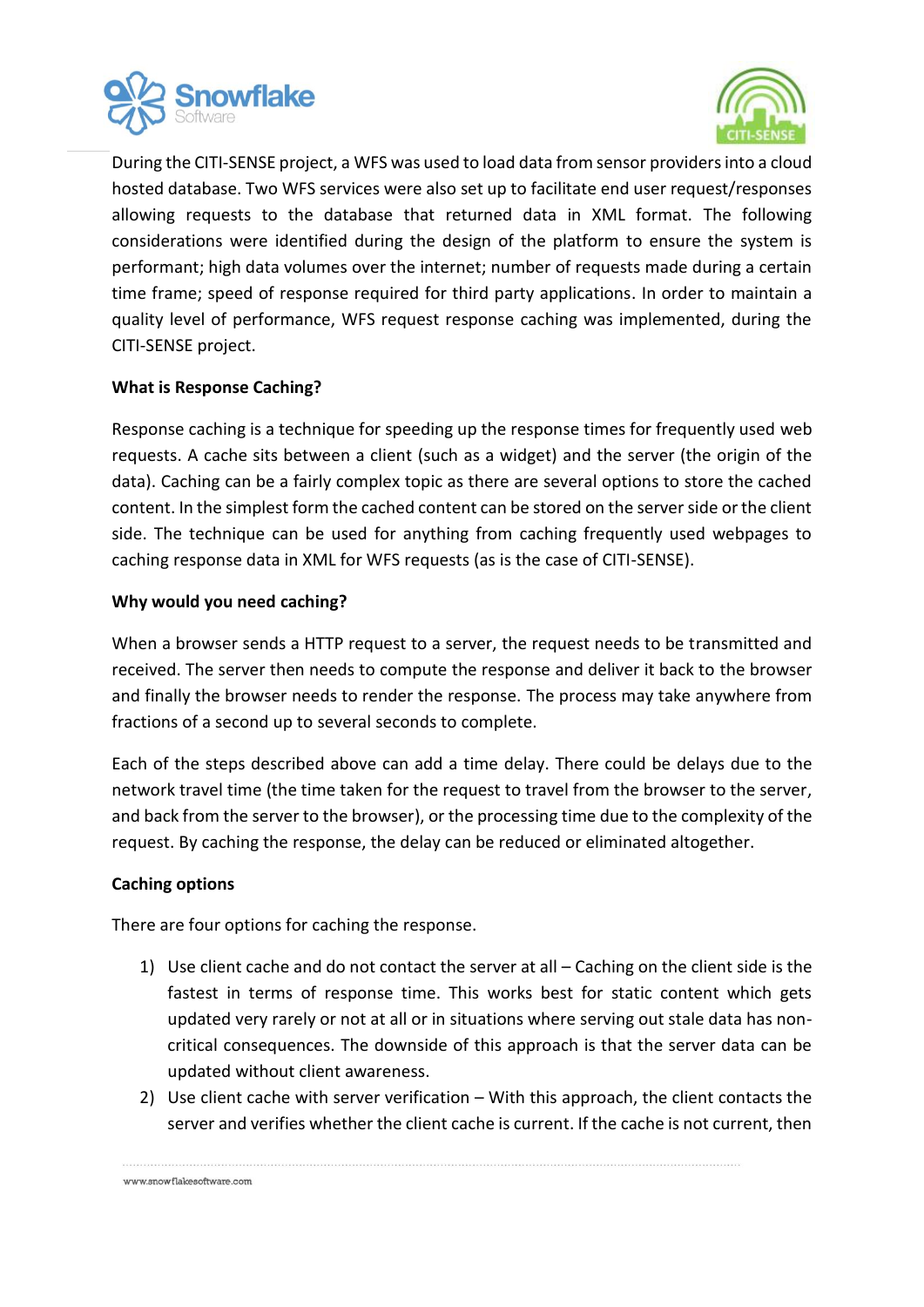During the CITI-SENSE project, a WFS was used to load data from sensor providers into a cloud hosted database. Two WFS services were also set up to facilitate end user request/responses allowing requests to the database that returned data in XML format. The following considerations were identified during the design of the platform to ensure the system is performant; high data volumes over the internet; number of requests made during a certain time frame; speed of response required for third party applications. In order to maintain a quality level of performance, WFS request response caching was implemented, during the CITI-SENSE project.

**What is Response Caching?**

Response caching is a technique for speeding up the response times for frequently used web requests. A cache sits between a client (such as a widget) and the server (the origin of the data). Caching can be a fairly complex topic as there are several options to store the cached content. In the simplest form the cached content can be stored on the server side or the client side. The technique can be used for anything from caching frequently used webpages to caching response data in XML for WFS requests (as is the case of CITI-SENSE).

**Why would you need caching?**

When a browser sends a HTTP request to a server, the request needs to be transmitted and received. The server then needs to compute the response and deliver it back to the browser and finally the browser needs to render the response. The process may take anywhere from fractions of a second up to several seconds to complete.

Each of the steps described above can add a time delay. There could be delays due to the network travel time (the time taken for the request to travel from the browser to the server, and back from the server to the browser), or the processing time due to the complexity of the request. By caching the response, the delay can be reduced or eliminated altogether.

**Caching options**

There are four options for caching the response.

1) Use client cache and do not contact the server at all – Caching on the client side is the fastest in terms of response time. This works best for static content which gets updated very rarely or not at all or in situations where serving out stale data has non-critical consequences. The downside of this approach is that the server data can be updated without client awareness.
2) Use client cache with server verification – With this approach, the client contacts the server and verifies whether the client cache is current. If the cache is not current, then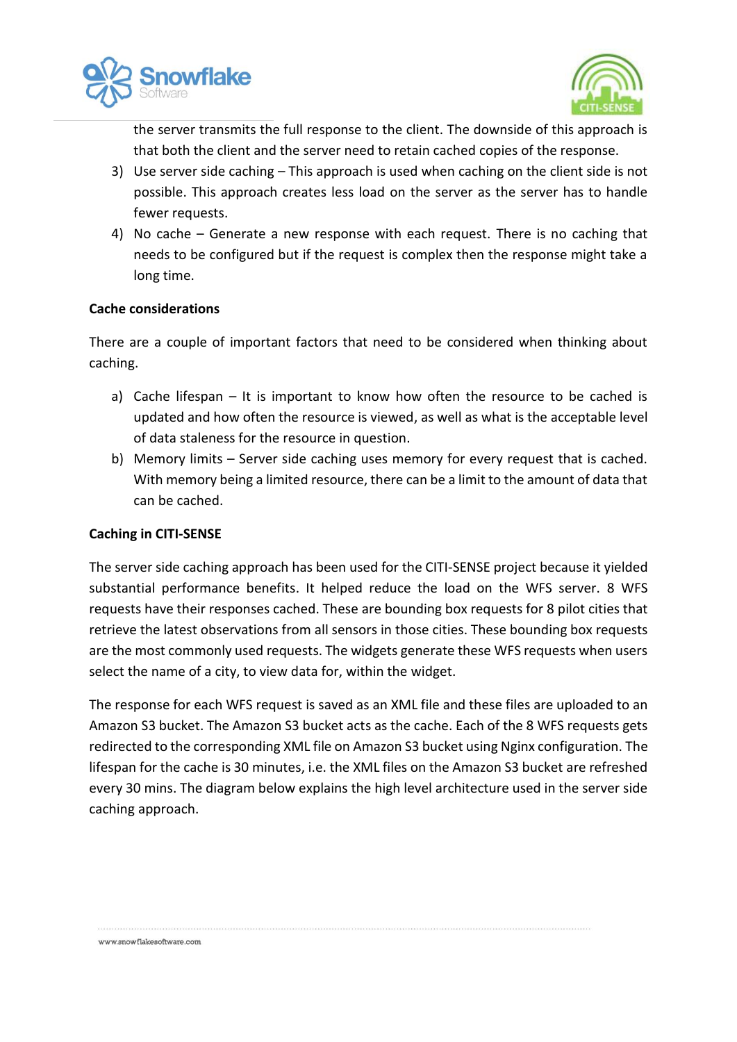the server transmits the full response to the client. The downside of this approach is that both the client and the server need to retain cached copies of the response.

3) Use server side caching – This approach is used when caching on the client side is not possible. This approach creates less load on the server as the server has to handle fewer requests.
4) No cache – Generate a new response with each request. There is no caching that needs to be configured but if the request is complex then the response might take a long time.

**Cache considerations**

There are a couple of important factors that need to be considered when thinking about caching.

a) Cache lifespan – It is important to know how often the resource to be cached is updated and how often the resource is viewed, as well as what is the acceptable level of data staleness for the resource in question.
b) Memory limits – Server side caching uses memory for every request that is cached. With memory being a limited resource, there can be a limit to the amount of data that can be cached.

**Caching in CITI-SENSE**

The server side caching approach has been used for the CITI-SENSE project because it yielded substantial performance benefits. It helped reduce the load on the WFS server. 8 WFS requests have their responses cached. These are bounding box requests for 8 pilot cities that retrieve the latest observations from all sensors in those cities. These bounding box requests are the most commonly used requests. The widgets generate these WFS requests when users select the name of a city, to view data for, within the widget.

The response for each WFS request is saved as an XML file and these files are uploaded to an Amazon S3 bucket. The Amazon S3 bucket acts as the cache. Each of the 8 WFS requests gets redirected to the corresponding XML file on Amazon S3 bucket using Nginx configuration. The lifespan for the cache is 30 minutes, i.e. the XML files on the Amazon S3 bucket are refreshed every 30 mins. The diagram below explains the high level architecture used in the server side caching approach.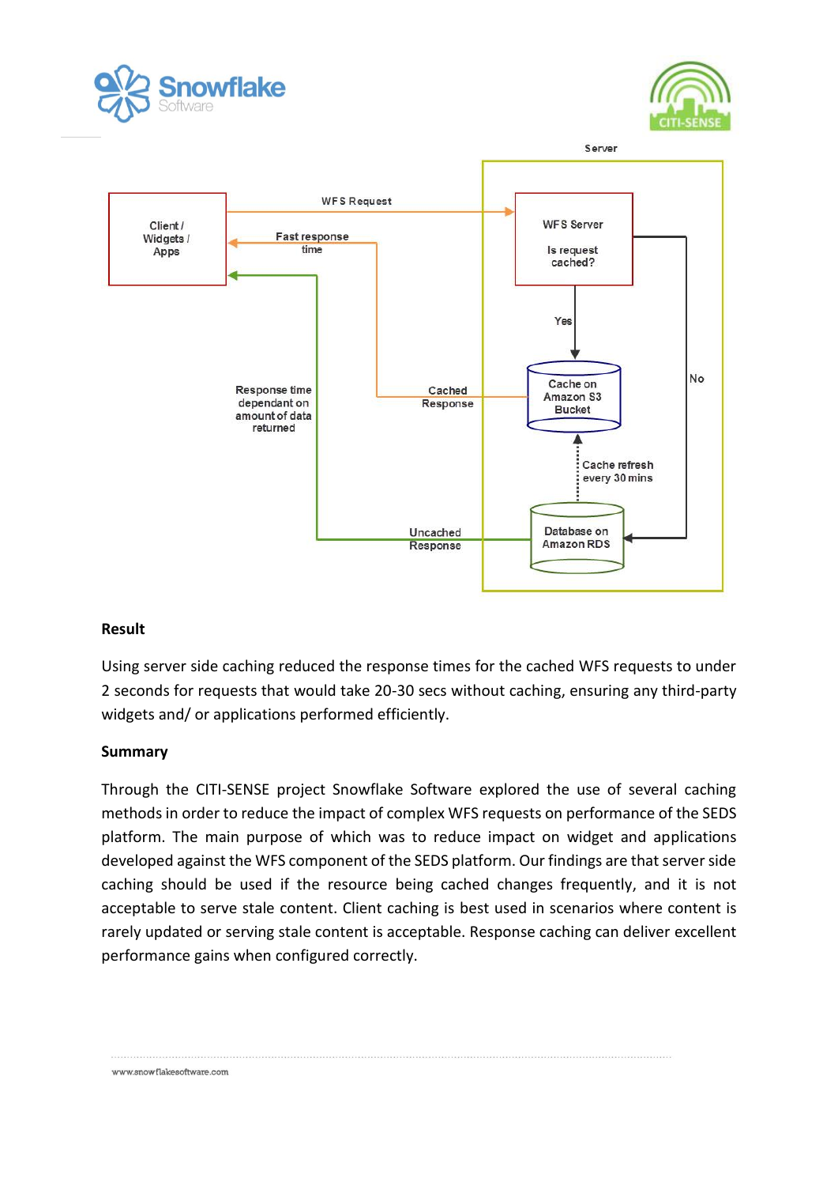**Result**

Using server side caching reduced the response times for the cached WFS requests to under 2 seconds for requests that would take 20-30 secs without caching, ensuring any third-party widgets and/ or applications performed efficiently.

**Summary**

Through the CITI-SENSE project Snowflake Software explored the use of several caching methods in order to reduce the impact of complex WFS requests on performance of the SEDS platform. The main purpose of which was to reduce impact on widget and applications developed against the WFS component of the SEDS platform. Our findings are that server side caching should be used if the resource being cached changes frequently, and it is not acceptable to serve stale content. Client caching is best used in scenarios where content is rarely updated or serving stale content is acceptable. Response caching can deliver excellent performance gains when configured correctly.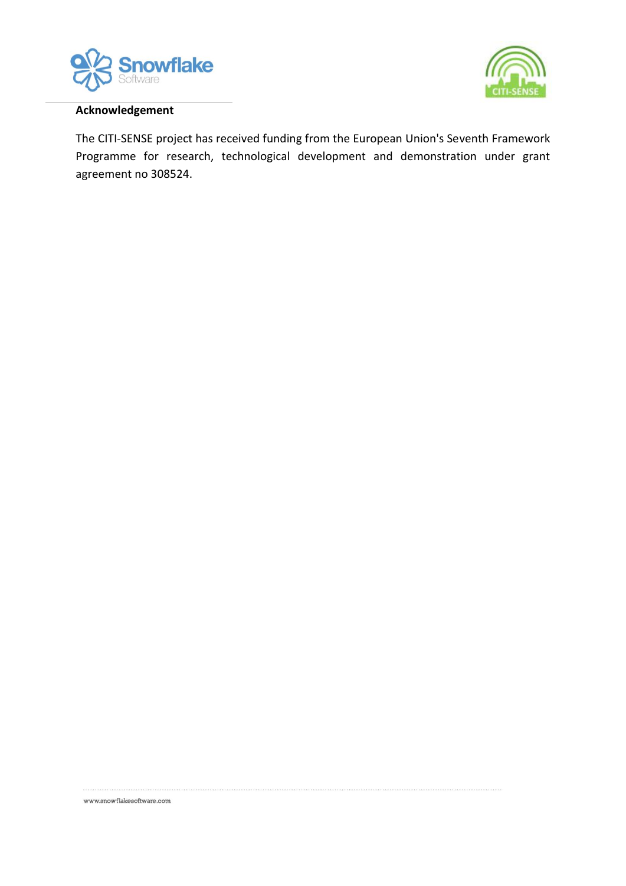**Acknowledgement**

The CITI-SENSE project has received funding from the European Union's Seventh Framework Programme for research, technological development and demonstration under grant agreement no 308524.